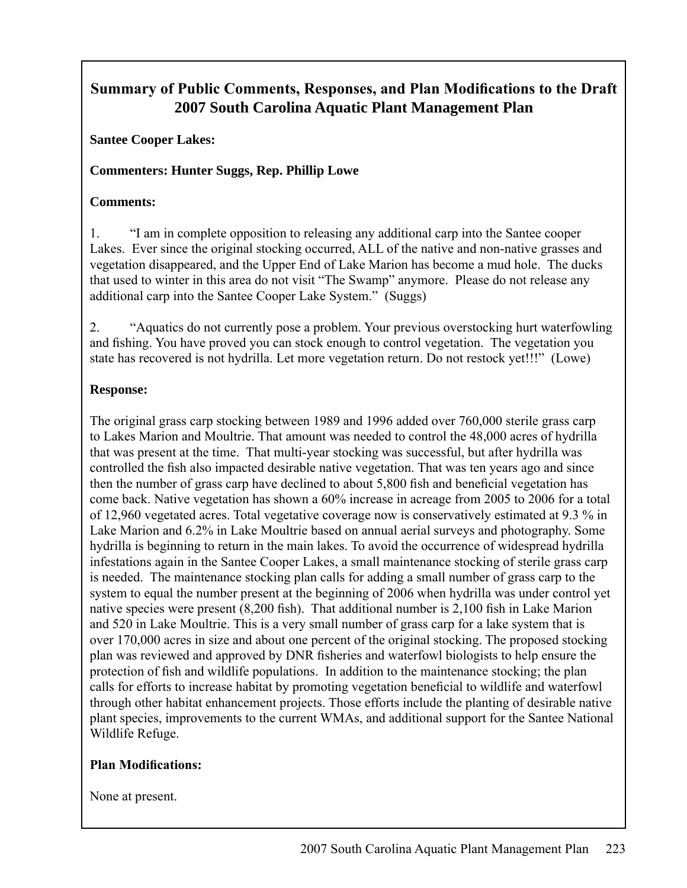# Summary of Public Comments, Responses, and Plan Modifications to the Draft 2007 South Carolina Aquatic Plant Management Plan

**Santee Cooper Lakes:**

**Commenters: Hunter Suggs, Rep. Phillip Lowe**

**Comments:**

1. "I am in complete opposition to releasing any additional carp into the Santee cooper Lakes. Ever since the original stocking occurred, ALL of the native and non-native grasses and vegetation disappeared, and the Upper End of Lake Marion has become a mud hole. The ducks that used to winter in this area do not visit "The Swamp" anymore. Please do not release any additional carp into the Santee Cooper Lake System." (Suggs)

2. "Aquatics do not currently pose a problem. Your previous overstocking hurt waterfowling and fishing. You have proved you can stock enough to control vegetation. The vegetation you state has recovered is not hydrilla. Let more vegetation return. Do not restock yet!!!" (Lowe)

**Response:**

The original grass carp stocking between 1989 and 1996 added over 760,000 sterile grass carp to Lakes Marion and Moultrie. That amount was needed to control the 48,000 acres of hydrilla that was present at the time. That multi-year stocking was successful, but after hydrilla was controlled the fish also impacted desirable native vegetation. That was ten years ago and since then the number of grass carp have declined to about 5,800 fish and beneficial vegetation has come back. Native vegetation has shown a 60% increase in acreage from 2005 to 2006 for a total of 12,960 vegetated acres. Total vegetative coverage now is conservatively estimated at 9.3 % in Lake Marion and 6.2% in Lake Moultrie based on annual aerial surveys and photography. Some hydrilla is beginning to return in the main lakes. To avoid the occurrence of widespread hydrilla infestations again in the Santee Cooper Lakes, a small maintenance stocking of sterile grass carp is needed. The maintenance stocking plan calls for adding a small number of grass carp to the system to equal the number present at the beginning of 2006 when hydrilla was under control yet native species were present (8,200 fish). That additional number is 2,100 fish in Lake Marion and 520 in Lake Moultrie. This is a very small number of grass carp for a lake system that is over 170,000 acres in size and about one percent of the original stocking. The proposed stocking plan was reviewed and approved by DNR fisheries and waterfowl biologists to help ensure the protection of fish and wildlife populations. In addition to the maintenance stocking; the plan calls for efforts to increase habitat by promoting vegetation beneficial to wildlife and waterfowl through other habitat enhancement projects. Those efforts include the planting of desirable native plant species, improvements to the current WMAs, and additional support for the Santee National Wildlife Refuge.

**Plan Modifications:**

None at present.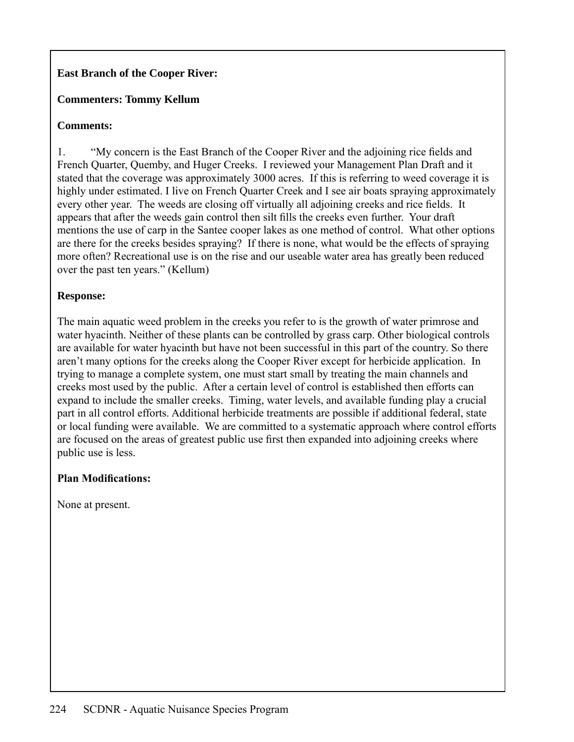**East Branch of the Cooper River:**

**Commenters: Tommy Kellum**

**Comments:**

1. "My concern is the East Branch of the Cooper River and the adjoining rice fields and French Quarter, Quemby, and Huger Creeks. I reviewed your Management Plan Draft and it stated that the coverage was approximately 3000 acres. If this is referring to weed coverage it is highly under estimated. I live on French Quarter Creek and I see air boats spraying approximately every other year. The weeds are closing off virtually all adjoining creeks and rice fields. It appears that after the weeds gain control then silt fills the creeks even further. Your draft mentions the use of carp in the Santee cooper lakes as one method of control. What other options are there for the creeks besides spraying? If there is none, what would be the effects of spraying more often? Recreational use is on the rise and our useable water area has greatly been reduced over the past ten years." (Kellum)

**Response:**

The main aquatic weed problem in the creeks you refer to is the growth of water primrose and water hyacinth. Neither of these plants can be controlled by grass carp. Other biological controls are available for water hyacinth but have not been successful in this part of the country. So there aren't many options for the creeks along the Cooper River except for herbicide application. In trying to manage a complete system, one must start small by treating the main channels and creeks most used by the public. After a certain level of control is established then efforts can expand to include the smaller creeks. Timing, water levels, and available funding play a crucial part in all control efforts. Additional herbicide treatments are possible if additional federal, state or local funding were available. We are committed to a systematic approach where control efforts are focused on the areas of greatest public use first then expanded into adjoining creeks where public use is less.

**Plan Modifications:**

None at present.